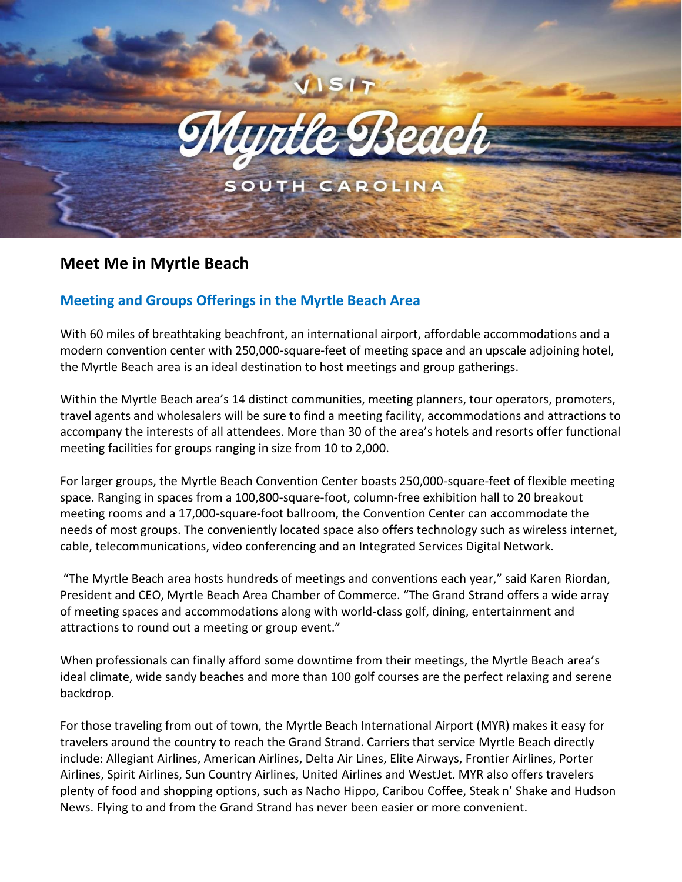# Meet Me in Myrtle Beach

## Meeting and Groups Offerings in the Myrtle Beach Area

With 60 miles of breathtaking beachfront, an international airport, affordable accommodations and a modern convention center with 250,000-square-feet of meeting space and an upscale adjoining hotel, the Myrtle Beach area is an ideal destination to host meetings and group gatherings.

Within the Myrtle Beach area's 14 distinct communities, meeting planners, tour operators, promoters, travel agents and wholesalers will be sure to find a meeting facility, accommodations and attractions to accompany the interests of all attendees. More than 30 of the area's hotels and resorts offer functional meeting facilities for groups ranging in size from 10 to 2,000.

For larger groups, the Myrtle Beach Convention Center boasts 250,000-square-feet of flexible meeting space. Ranging in spaces from a 100,800-square-foot, column-free exhibition hall to 20 breakout meeting rooms and a 17,000-square-foot ballroom, the Convention Center can accommodate the needs of most groups. The conveniently located space also offers technology such as wireless internet, cable, telecommunications, video conferencing and an Integrated Services Digital Network.

"The Myrtle Beach area hosts hundreds of meetings and conventions each year," said Karen Riordan, President and CEO, Myrtle Beach Area Chamber of Commerce. "The Grand Strand offers a wide array of meeting spaces and accommodations along with world-class golf, dining, entertainment and attractions to round out a meeting or group event."

When professionals can finally afford some downtime from their meetings, the Myrtle Beach area's ideal climate, wide sandy beaches and more than 100 golf courses are the perfect relaxing and serene backdrop.

For those traveling from out of town, the Myrtle Beach International Airport (MYR) makes it easy for travelers around the country to reach the Grand Strand. Carriers that service Myrtle Beach directly include: Allegiant Airlines, American Airlines, Delta Air Lines, Elite Airways, Frontier Airlines, Porter Airlines, Spirit Airlines, Sun Country Airlines, United Airlines and WestJet. MYR also offers travelers plenty of food and shopping options, such as Nacho Hippo, Caribou Coffee, Steak n' Shake and Hudson News. Flying to and from the Grand Strand has never been easier or more convenient.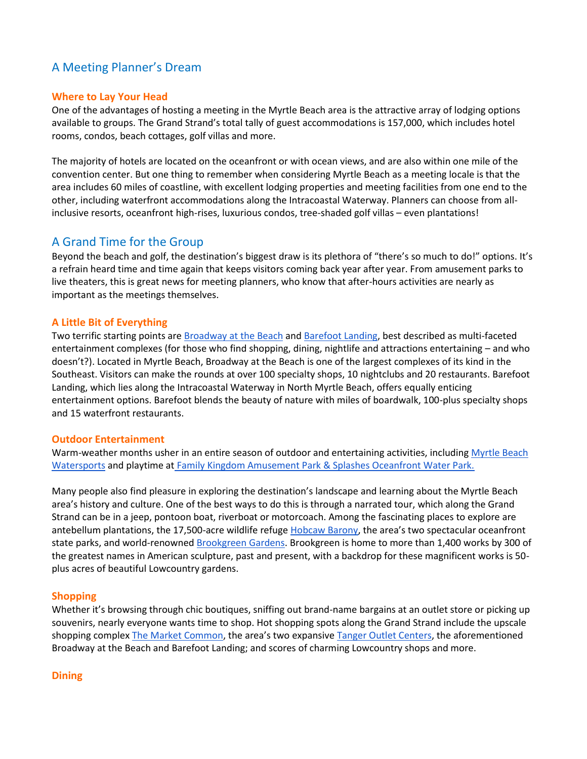## A Meeting Planner's Dream

### Where to Lay Your Head

One of the advantages of hosting a meeting in the Myrtle Beach area is the attractive array of lodging options available to groups. The Grand Strand's total tally of guest accommodations is 157,000, which includes hotel rooms, condos, beach cottages, golf villas and more.

The majority of hotels are located on the oceanfront or with ocean views, and are also within one mile of the convention center. But one thing to remember when considering Myrtle Beach as a meeting locale is that the area includes 60 miles of coastline, with excellent lodging properties and meeting facilities from one end to the other, including waterfront accommodations along the Intracoastal Waterway. Planners can choose from all-inclusive resorts, oceanfront high-rises, luxurious condos, tree-shaded golf villas – even plantations!

## A Grand Time for the Group

Beyond the beach and golf, the destination's biggest draw is its plethora of "there's so much to do!" options. It's a refrain heard time and time again that keeps visitors coming back year after year. From amusement parks to live theaters, this is great news for meeting planners, who know that after-hours activities are nearly as important as the meetings themselves.

### A Little Bit of Everything

Two terrific starting points are Broadway at the Beach and Barefoot Landing, best described as multi-faceted entertainment complexes (for those who find shopping, dining, nightlife and attractions entertaining – and who doesn't?). Located in Myrtle Beach, Broadway at the Beach is one of the largest complexes of its kind in the Southeast. Visitors can make the rounds at over 100 specialty shops, 10 nightclubs and 20 restaurants. Barefoot Landing, which lies along the Intracoastal Waterway in North Myrtle Beach, offers equally enticing entertainment options. Barefoot blends the beauty of nature with miles of boardwalk, 100-plus specialty shops and 15 waterfront restaurants.

### Outdoor Entertainment

Warm-weather months usher in an entire season of outdoor and entertaining activities, including Myrtle Beach Watersports and playtime at Family Kingdom Amusement Park & Splashes Oceanfront Water Park.

Many people also find pleasure in exploring the destination's landscape and learning about the Myrtle Beach area's history and culture. One of the best ways to do this is through a narrated tour, which along the Grand Strand can be in a jeep, pontoon boat, riverboat or motorcoach. Among the fascinating places to explore are antebellum plantations, the 17,500-acre wildlife refuge Hobcaw Barony, the area's two spectacular oceanfront state parks, and world-renowned Brookgreen Gardens. Brookgreen is home to more than 1,400 works by 300 of the greatest names in American sculpture, past and present, with a backdrop for these magnificent works is 50-plus acres of beautiful Lowcountry gardens.

### Shopping

Whether it's browsing through chic boutiques, sniffing out brand-name bargains at an outlet store or picking up souvenirs, nearly everyone wants time to shop. Hot shopping spots along the Grand Strand include the upscale shopping complex The Market Common, the area's two expansive Tanger Outlet Centers, the aforementioned Broadway at the Beach and Barefoot Landing; and scores of charming Lowcountry shops and more.

### Dining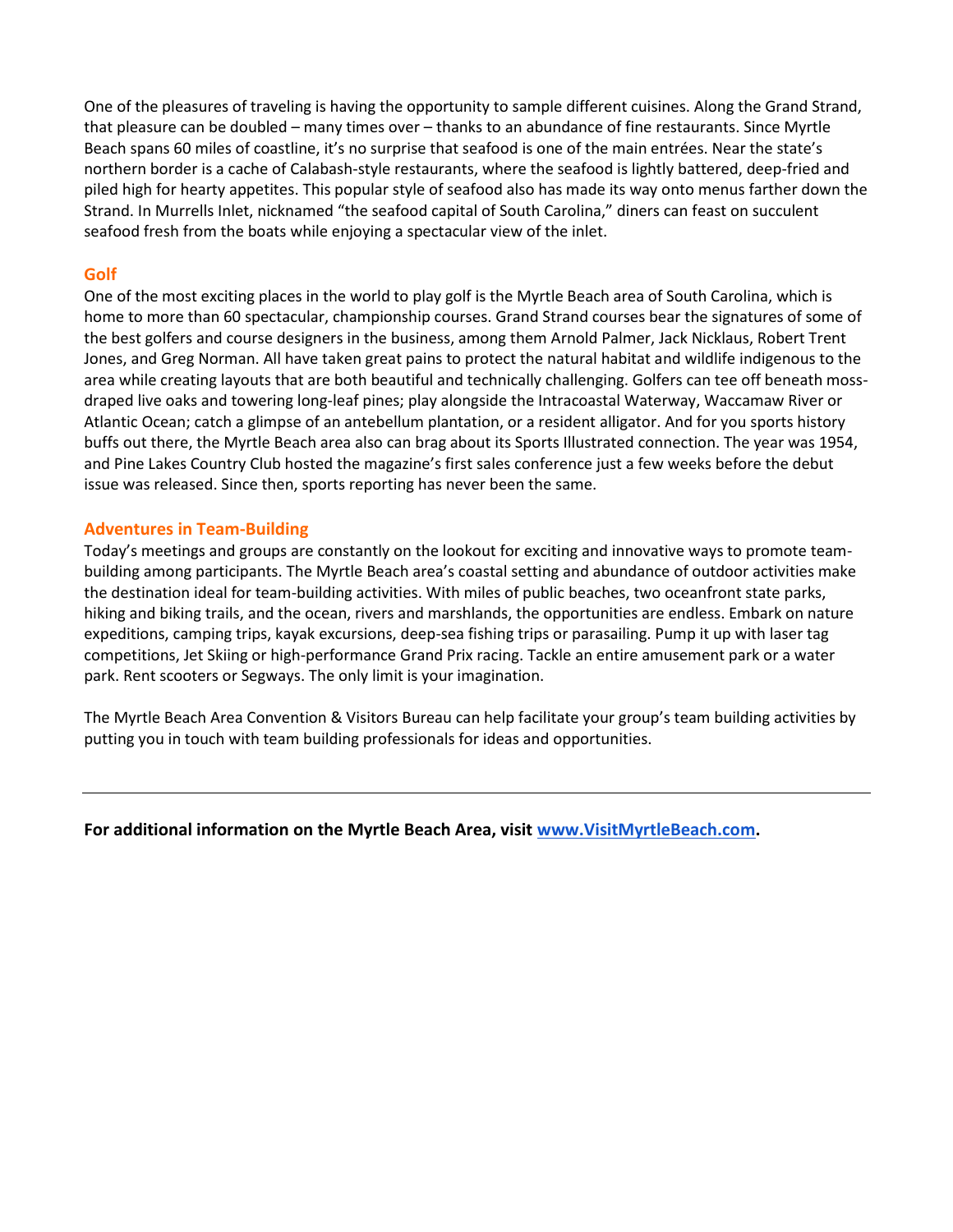One of the pleasures of traveling is having the opportunity to sample different cuisines. Along the Grand Strand, that pleasure can be doubled – many times over – thanks to an abundance of fine restaurants. Since Myrtle Beach spans 60 miles of coastline, it's no surprise that seafood is one of the main entrées. Near the state's northern border is a cache of Calabash-style restaurants, where the seafood is lightly battered, deep-fried and piled high for hearty appetites. This popular style of seafood also has made its way onto menus farther down the Strand. In Murrells Inlet, nicknamed "the seafood capital of South Carolina," diners can feast on succulent seafood fresh from the boats while enjoying a spectacular view of the inlet.

## Golf

One of the most exciting places in the world to play golf is the Myrtle Beach area of South Carolina, which is home to more than 60 spectacular, championship courses. Grand Strand courses bear the signatures of some of the best golfers and course designers in the business, among them Arnold Palmer, Jack Nicklaus, Robert Trent Jones, and Greg Norman. All have taken great pains to protect the natural habitat and wildlife indigenous to the area while creating layouts that are both beautiful and technically challenging. Golfers can tee off beneath moss-draped live oaks and towering long-leaf pines; play alongside the Intracoastal Waterway, Waccamaw River or Atlantic Ocean; catch a glimpse of an antebellum plantation, or a resident alligator. And for you sports history buffs out there, the Myrtle Beach area also can brag about its Sports Illustrated connection. The year was 1954, and Pine Lakes Country Club hosted the magazine's first sales conference just a few weeks before the debut issue was released. Since then, sports reporting has never been the same.

## Adventures in Team-Building

Today's meetings and groups are constantly on the lookout for exciting and innovative ways to promote team-building among participants. The Myrtle Beach area's coastal setting and abundance of outdoor activities make the destination ideal for team-building activities. With miles of public beaches, two oceanfront state parks, hiking and biking trails, and the ocean, rivers and marshlands, the opportunities are endless. Embark on nature expeditions, camping trips, kayak excursions, deep-sea fishing trips or parasailing. Pump it up with laser tag competitions, Jet Skiing or high-performance Grand Prix racing. Tackle an entire amusement park or a water park. Rent scooters or Segways. The only limit is your imagination.

The Myrtle Beach Area Convention & Visitors Bureau can help facilitate your group's team building activities by putting you in touch with team building professionals for ideas and opportunities.

---

**For additional information on the Myrtle Beach Area, visit [www.VisitMyrtleBeach.com](http://www.VisitMyrtleBeach.com).**